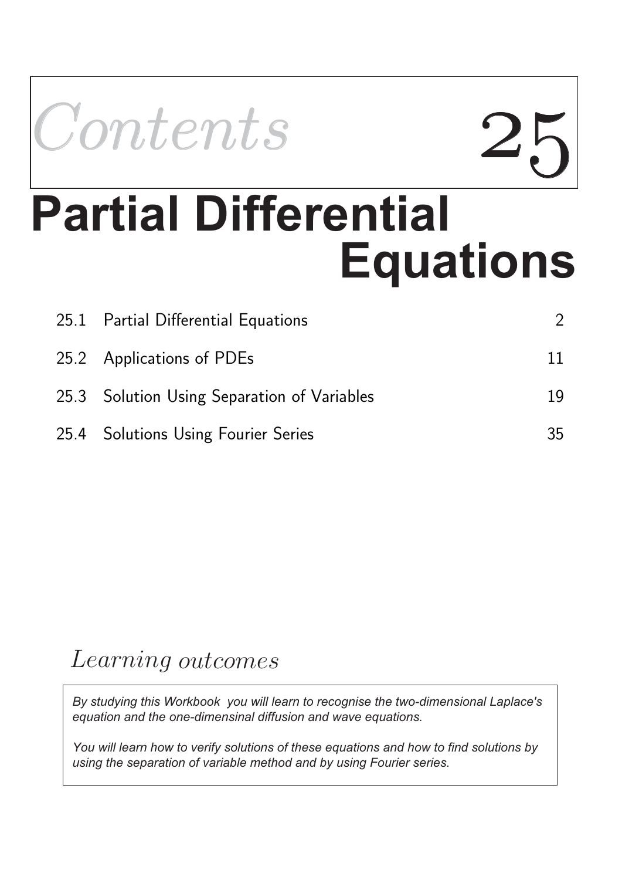# Contents 25

# Partial Differential Equations

| | | |
|---|---|---|
| 25.1 | Partial Differential Equations | 2 |
| 25.2 | Applications of PDEs | 11 |
| 25.3 | Solution Using Separation of Variables | 19 |
| 25.4 | Solutions Using Fourier Series | 35 |

## Learning outcomes

*By studying this Workbook you will learn to recognise the two-dimensional Laplace's equation and the one-dimensinal diffusion and wave equations.*

*You will learn how to verify solutions of these equations and how to find solutions by using the separation of variable method and by using Fourier series.*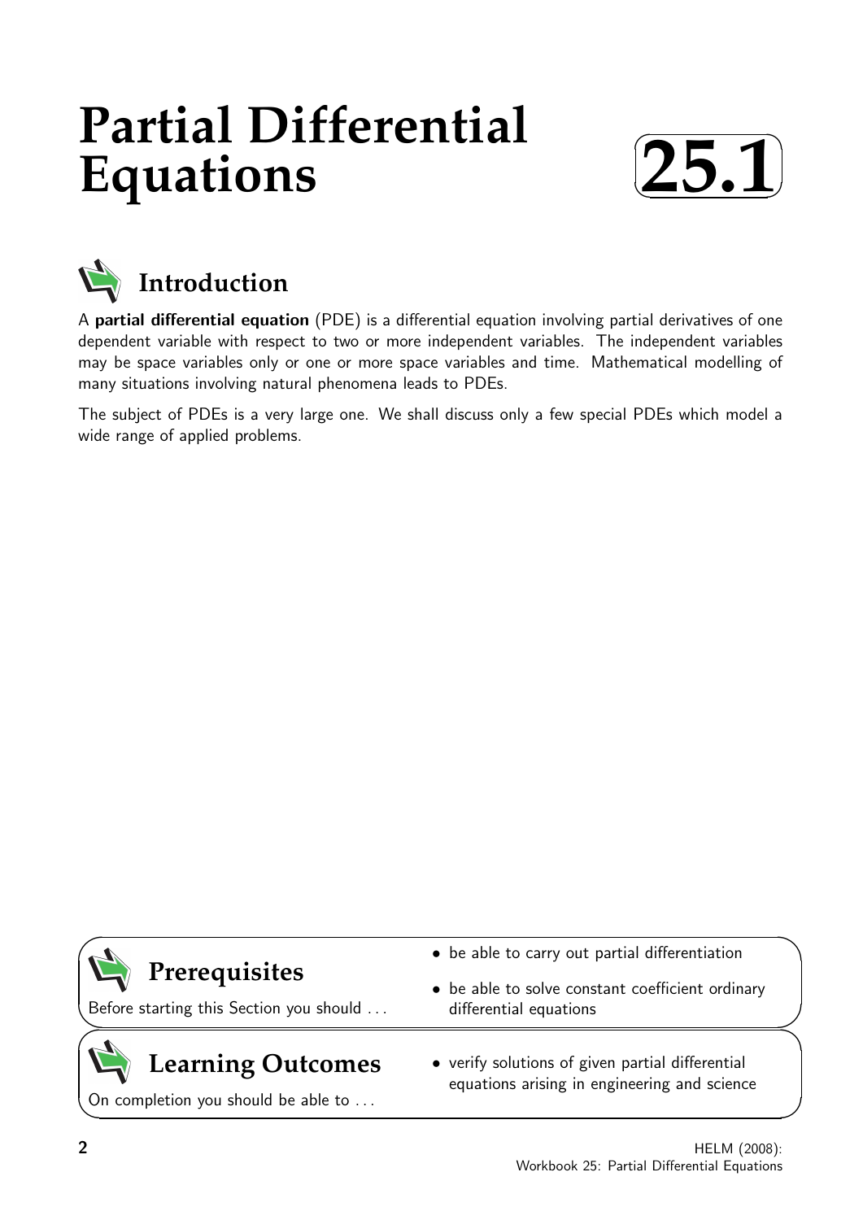# Partial Differential Equations

# 25.1

## Introduction

A **partial differential equation** (PDE) is a differential equation involving partial derivatives of one dependent variable with respect to two or more independent variables. The independent variables may be space variables only or one or more space variables and time. Mathematical modelling of many situations involving natural phenomena leads to PDEs.

The subject of PDEs is a very large one. We shall discuss only a few special PDEs which model a wide range of applied problems.

## Prerequisites

Before starting this Section you should ...

- be able to carry out partial differentiation
- be able to solve constant coefficient ordinary differential equations

## Learning Outcomes

On completion you should be able to ...

- verify solutions of given partial differential equations arising in engineering and science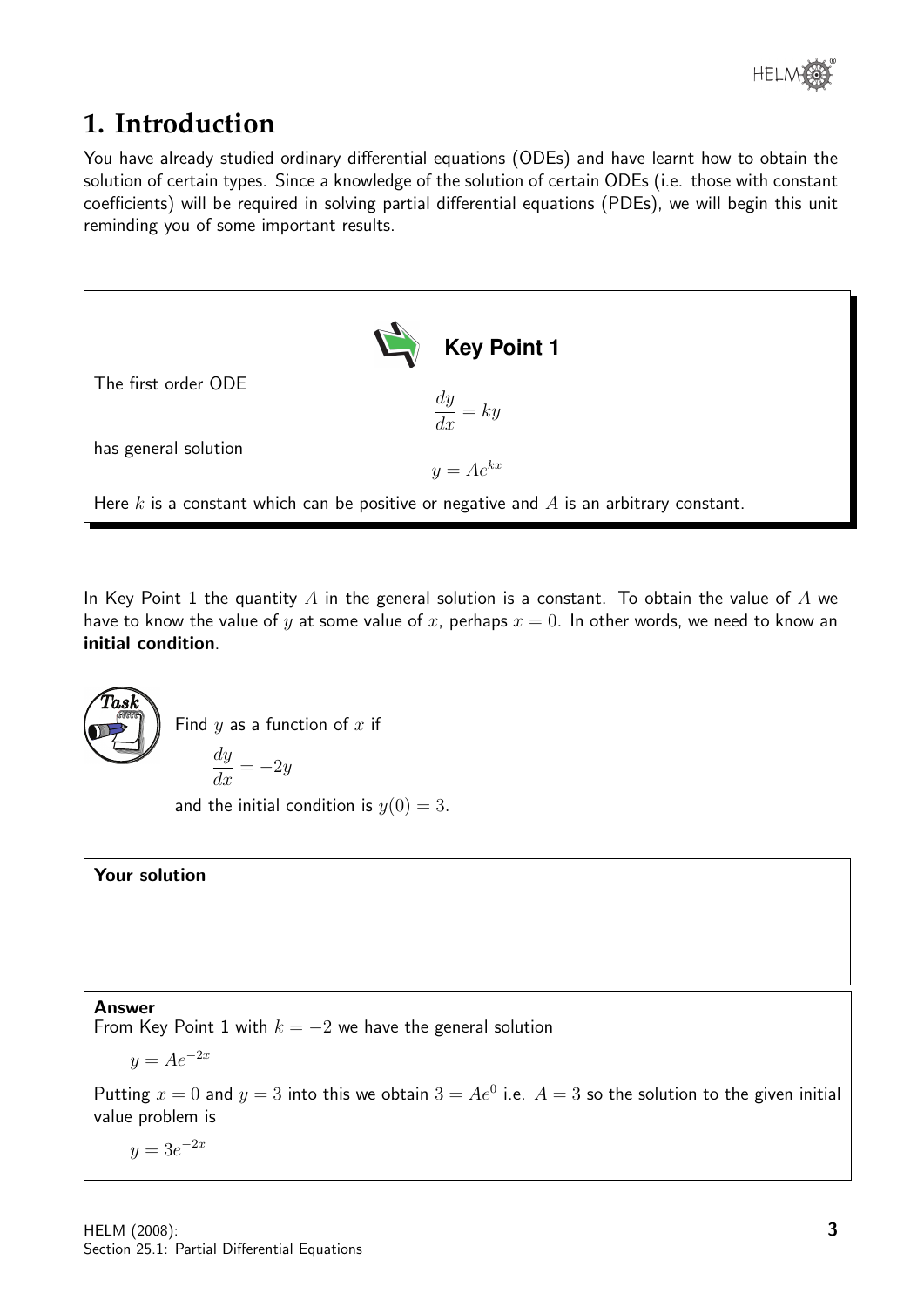# 1. Introduction

You have already studied ordinary differential equations (ODEs) and have learnt how to obtain the solution of certain types. Since a knowledge of the solution of certain ODEs (i.e. those with constant coefficients) will be required in solving partial differential equations (PDEs), we will begin this unit reminding you of some important results.

**Key Point 1**

The first order ODE

$$\frac{dy}{dx} = ky$$

has general solution

$$y = Ae^{kx}$$

Here $k$ is a constant which can be positive or negative and $A$ is an arbitrary constant.

In Key Point 1 the quantity $A$ in the general solution is a constant. To obtain the value of $A$ we have to know the value of $y$ at some value of $x$, perhaps $x = 0$. In other words, we need to know an **initial condition**.

**Task**

Find $y$ as a function of $x$ if

$$\frac{dy}{dx} = -2y$$

and the initial condition is $y(0) = 3$.

**Your solution**

**Answer**

From Key Point 1 with $k = -2$ we have the general solution

$$y = Ae^{-2x}$$

Putting $x = 0$ and $y = 3$ into this we obtain $3 = Ae^{0}$ i.e. $A = 3$ so the solution to the given initial value problem is

$$y = 3e^{-2x}$$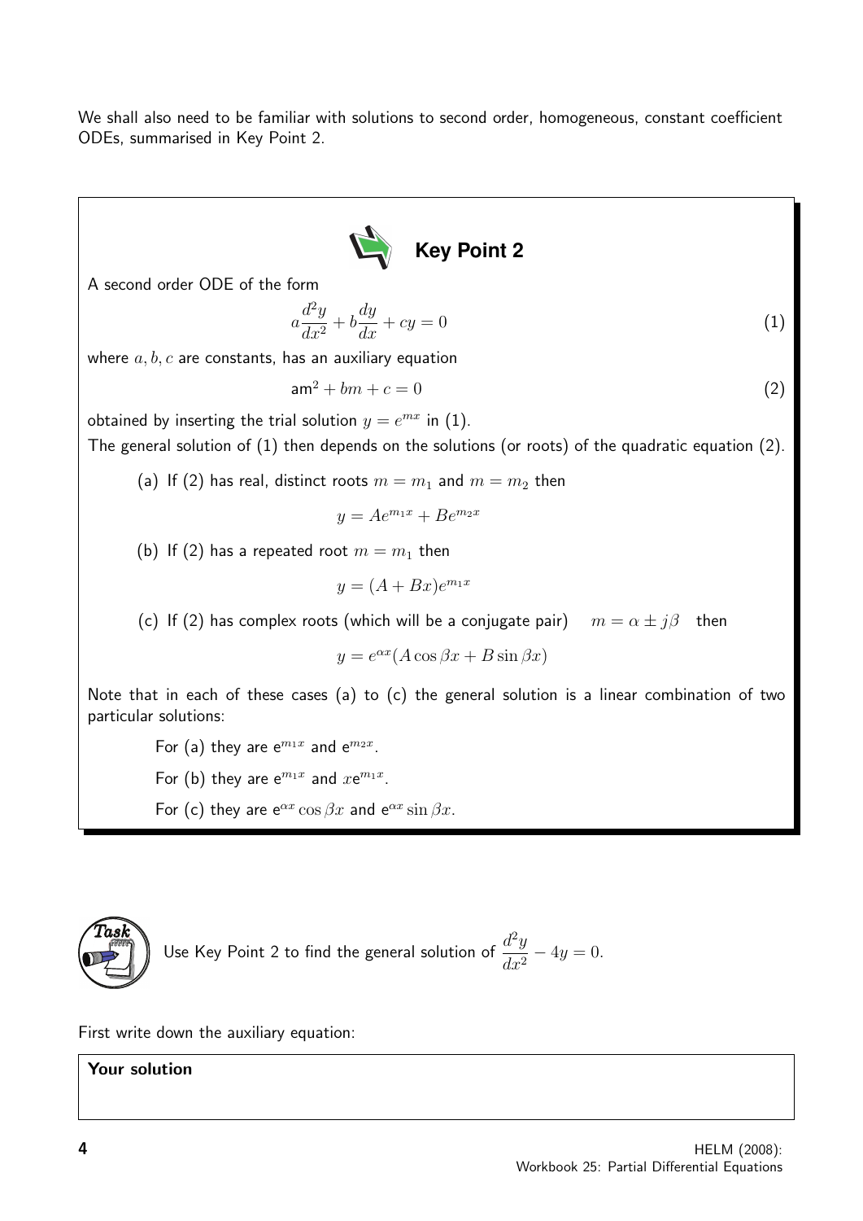We shall also need to be familiar with solutions to second order, homogeneous, constant coefficient ODEs, summarised in Key Point 2.

**Key Point 2**

A second order ODE of the form

$$a\frac{d^2y}{dx^2} + b\frac{dy}{dx} + cy = 0 \qquad (1)$$

where $a, b, c$ are constants, has an auxiliary equation

$$am^2 + bm + c = 0 \qquad (2)$$

obtained by inserting the trial solution $y = e^{mx}$ in (1).

The general solution of (1) then depends on the solutions (or roots) of the quadratic equation (2).

(a) If (2) has real, distinct roots $m = m_1$ and $m = m_2$ then

$$y = Ae^{m_1 x} + Be^{m_2 x}$$

(b) If (2) has a repeated root $m = m_1$ then

$$y = (A + Bx)e^{m_1 x}$$

(c) If (2) has complex roots (which will be a conjugate pair) $\quad m = \alpha \pm j\beta \quad$ then

$$y = e^{\alpha x}(A\cos\beta x + B\sin\beta x)$$

Note that in each of these cases (a) to (c) the general solution is a linear combination of two particular solutions:

For (a) they are $e^{m_1 x}$ and $e^{m_2 x}$.

For (b) they are $e^{m_1 x}$ and $xe^{m_1 x}$.

For (c) they are $e^{\alpha x}\cos\beta x$ and $e^{\alpha x}\sin\beta x$.

**Task**

Use Key Point 2 to find the general solution of $\dfrac{d^2y}{dx^2} - 4y = 0$.

First write down the auxiliary equation:

**Your solution**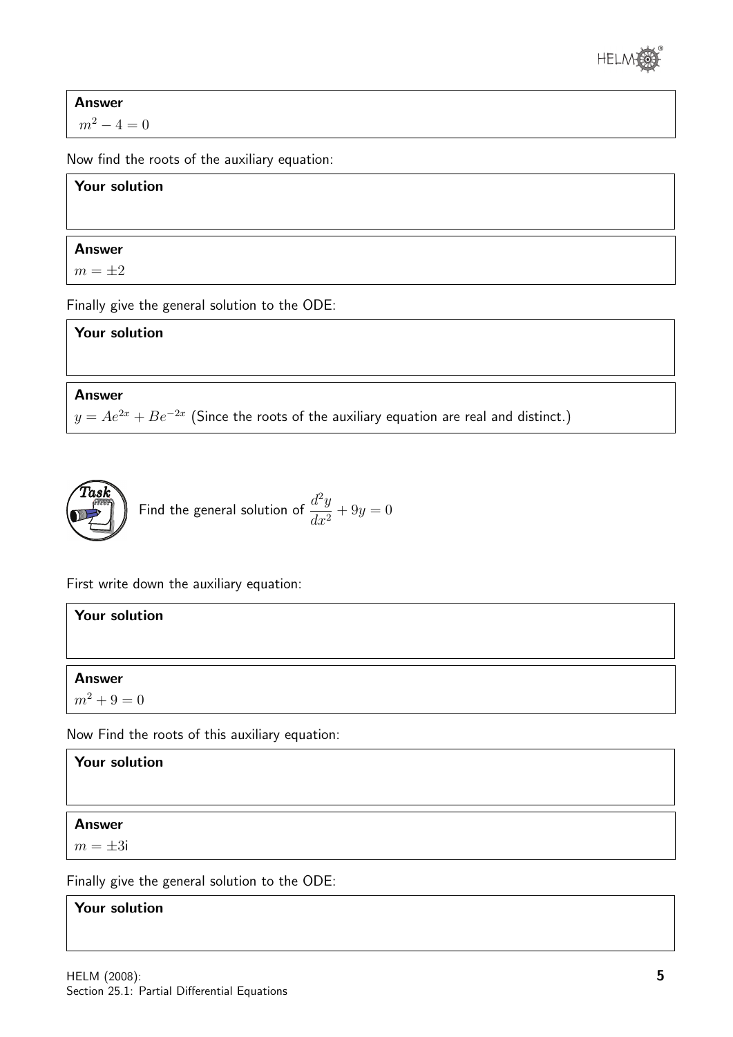**Answer**

$m^2 - 4 = 0$

Now find the roots of the auxiliary equation:

**Your solution**

**Answer**

$m = \pm 2$

Finally give the general solution to the ODE:

**Your solution**

**Answer**

$y = Ae^{2x} + Be^{-2x}$ (Since the roots of the auxiliary equation are real and distinct.)

**Task**

Find the general solution of $\dfrac{d^2y}{dx^2} + 9y = 0$

First write down the auxiliary equation:

**Your solution**

**Answer**

$m^2 + 9 = 0$

Now Find the roots of this auxiliary equation:

**Your solution**

**Answer**

$m = \pm 3\text{i}$

Finally give the general solution to the ODE:

**Your solution**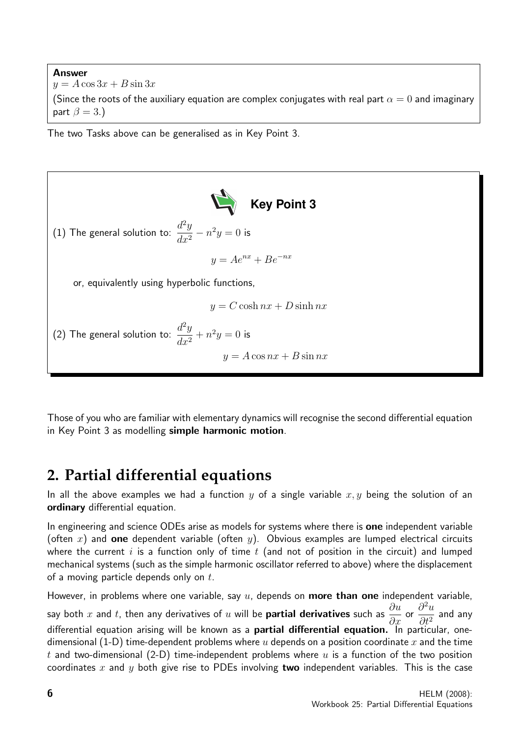**Answer**

$y = A\cos 3x + B\sin 3x$

(Since the roots of the auxiliary equation are complex conjugates with real part $\alpha = 0$ and imaginary part $\beta = 3$.)

The two Tasks above can be generalised as in Key Point 3.

**Key Point 3**

(1) The general solution to: $\dfrac{d^2y}{dx^2} - n^2y = 0$ is

$$y = Ae^{nx} + Be^{-nx}$$

or, equivalently using hyperbolic functions,

$$y = C\cosh nx + D\sinh nx$$

(2) The general solution to: $\dfrac{d^2y}{dx^2} + n^2y = 0$ is

$$y = A\cos nx + B\sin nx$$

Those of you who are familiar with elementary dynamics will recognise the second differential equation in Key Point 3 as modelling **simple harmonic motion**.

## 2. Partial differential equations

In all the above examples we had a function $y$ of a single variable $x, y$ being the solution of an **ordinary** differential equation.

In engineering and science ODEs arise as models for systems where there is **one** independent variable (often $x$) and **one** dependent variable (often $y$). Obvious examples are lumped electrical circuits where the current $i$ is a function only of time $t$ (and not of position in the circuit) and lumped mechanical systems (such as the simple harmonic oscillator referred to above) where the displacement of a moving particle depends only on $t$.

However, in problems where one variable, say $u$, depends on **more than one** independent variable, say both $x$ and $t$, then any derivatives of $u$ will be **partial derivatives** such as $\dfrac{\partial u}{\partial x}$ or $\dfrac{\partial^2 u}{\partial t^2}$ and any differential equation arising will be known as a **partial differential equation.** In particular, one-dimensional (1-D) time-dependent problems where $u$ depends on a position coordinate $x$ and the time $t$ and two-dimensional (2-D) time-independent problems where $u$ is a function of the two position coordinates $x$ and $y$ both give rise to PDEs involving **two** independent variables. This is the case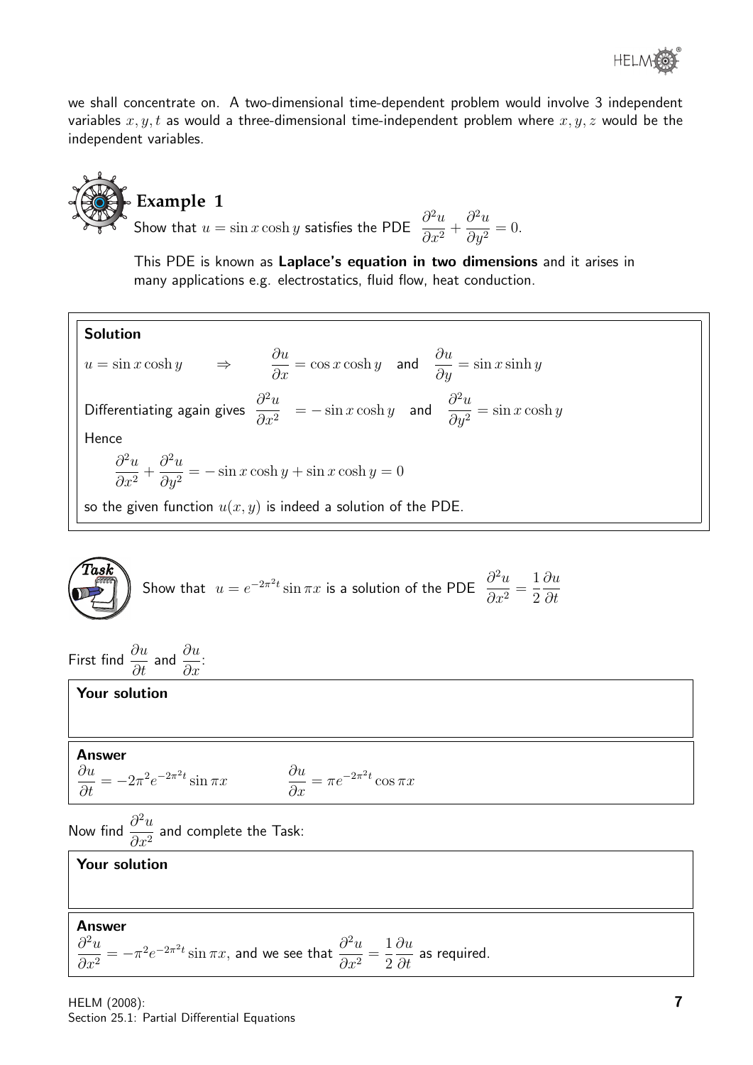we shall concentrate on. A two-dimensional time-dependent problem would involve 3 independent variables $x, y, t$ as would a three-dimensional time-independent problem where $x, y, z$ would be the independent variables.

### Example 1

Show that $u = \sin x \cosh y$ satisfies the PDE $\dfrac{\partial^2 u}{\partial x^2} + \dfrac{\partial^2 u}{\partial y^2} = 0.$

This PDE is known as **Laplace's equation in two dimensions** and it arises in many applications e.g. electrostatics, fluid flow, heat conduction.

**Solution**

$u = \sin x \cosh y \qquad \Rightarrow \qquad \dfrac{\partial u}{\partial x} = \cos x \cosh y$ and $\dfrac{\partial u}{\partial y} = \sin x \sinh y$

Differentiating again gives $\dfrac{\partial^2 u}{\partial x^2} = -\sin x \cosh y$ and $\dfrac{\partial^2 u}{\partial y^2} = \sin x \cosh y$

Hence

$$\frac{\partial^2 u}{\partial x^2} + \frac{\partial^2 u}{\partial y^2} = -\sin x \cosh y + \sin x \cosh y = 0$$

so the given function $u(x, y)$ is indeed a solution of the PDE.

### Task

Show that $u = e^{-2\pi^2 t} \sin \pi x$ is a solution of the PDE $\dfrac{\partial^2 u}{\partial x^2} = \dfrac{1}{2}\dfrac{\partial u}{\partial t}$

First find $\dfrac{\partial u}{\partial t}$ and $\dfrac{\partial u}{\partial x}$:

**Your solution**

**Answer**

$\dfrac{\partial u}{\partial t} = -2\pi^2 e^{-2\pi^2 t} \sin \pi x \qquad \dfrac{\partial u}{\partial x} = \pi e^{-2\pi^2 t} \cos \pi x$

Now find $\dfrac{\partial^2 u}{\partial x^2}$ and complete the Task:

**Your solution**

**Answer**

$\dfrac{\partial^2 u}{\partial x^2} = -\pi^2 e^{-2\pi^2 t} \sin \pi x$, and we see that $\dfrac{\partial^2 u}{\partial x^2} = \dfrac{1}{2}\dfrac{\partial u}{\partial t}$ as required.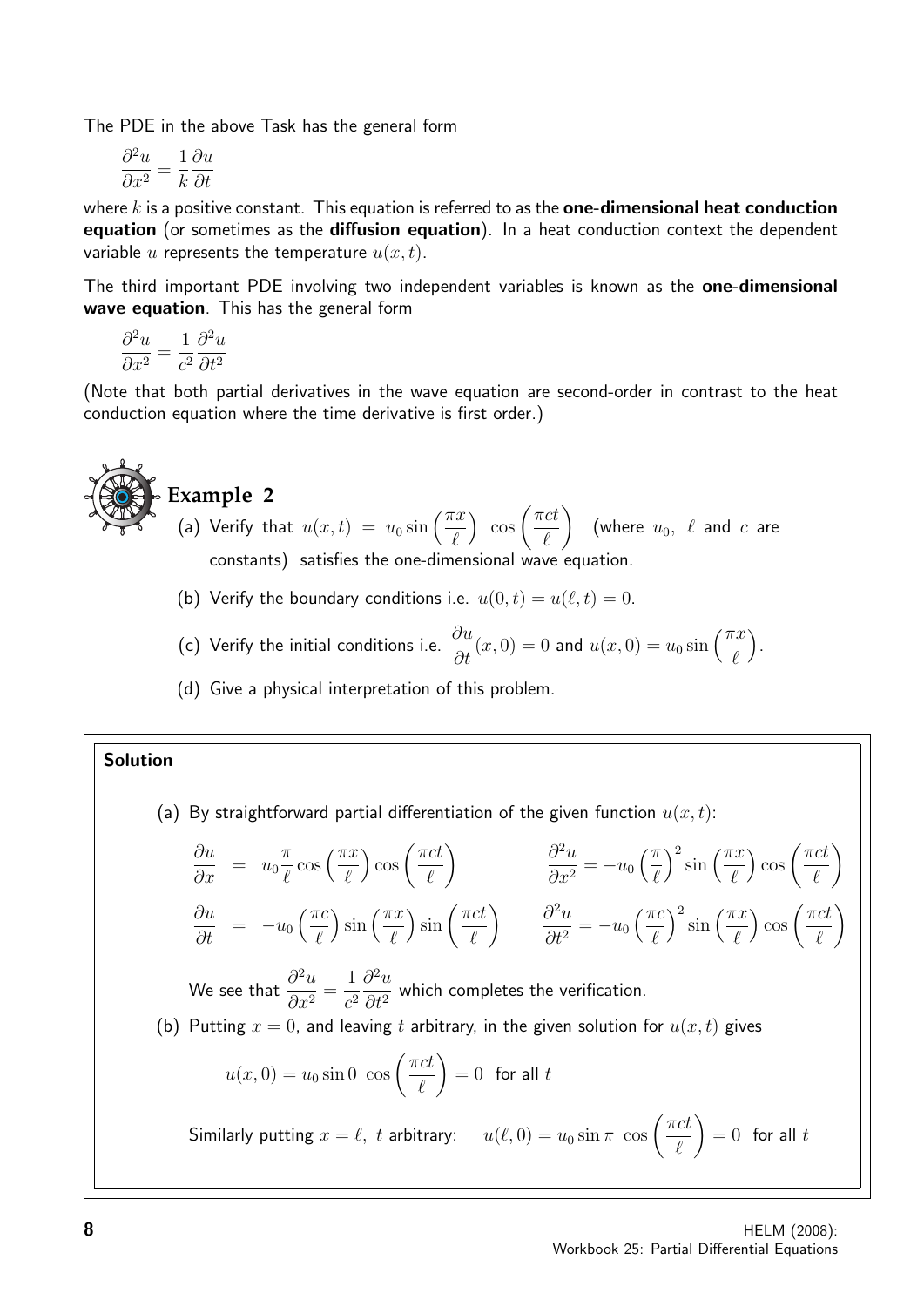The PDE in the above Task has the general form

$$\frac{\partial^2 u}{\partial x^2} = \frac{1}{k}\frac{\partial u}{\partial t}$$

where $k$ is a positive constant. This equation is referred to as the **one-dimensional heat conduction equation** (or sometimes as the **diffusion equation**). In a heat conduction context the dependent variable $u$ represents the temperature $u(x,t)$.

The third important PDE involving two independent variables is known as the **one-dimensional wave equation**. This has the general form

$$\frac{\partial^2 u}{\partial x^2} = \frac{1}{c^2}\frac{\partial^2 u}{\partial t^2}$$

(Note that both partial derivatives in the wave equation are second-order in contrast to the heat conduction equation where the time derivative is first order.)

## Example 2

(a) Verify that $u(x,t) = u_0 \sin\left(\frac{\pi x}{\ell}\right)\ \cos\left(\frac{\pi c t}{\ell}\right)$ (where $u_0$, $\ell$ and $c$ are constants) satisfies the one-dimensional wave equation.

(b) Verify the boundary conditions i.e. $u(0,t) = u(\ell,t) = 0$.

(c) Verify the initial conditions i.e. $\frac{\partial u}{\partial t}(x,0) = 0$ and $u(x,0) = u_0 \sin\left(\frac{\pi x}{\ell}\right)$.

(d) Give a physical interpretation of this problem.

### Solution

(a) By straightforward partial differentiation of the given function $u(x,t)$:

$$\frac{\partial u}{\partial x} = u_0 \frac{\pi}{\ell}\cos\left(\frac{\pi x}{\ell}\right)\cos\left(\frac{\pi c t}{\ell}\right) \qquad \frac{\partial^2 u}{\partial x^2} = -u_0\left(\frac{\pi}{\ell}\right)^2 \sin\left(\frac{\pi x}{\ell}\right)\cos\left(\frac{\pi c t}{\ell}\right)$$

$$\frac{\partial u}{\partial t} = -u_0\left(\frac{\pi c}{\ell}\right)\sin\left(\frac{\pi x}{\ell}\right)\sin\left(\frac{\pi c t}{\ell}\right) \qquad \frac{\partial^2 u}{\partial t^2} = -u_0\left(\frac{\pi c}{\ell}\right)^2 \sin\left(\frac{\pi x}{\ell}\right)\cos\left(\frac{\pi c t}{\ell}\right)$$

We see that $\frac{\partial^2 u}{\partial x^2} = \frac{1}{c^2}\frac{\partial^2 u}{\partial t^2}$ which completes the verification.

(b) Putting $x = 0$, and leaving $t$ arbitrary, in the given solution for $u(x,t)$ gives

$$u(x,0) = u_0 \sin 0\ \cos\left(\frac{\pi c t}{\ell}\right) = 0 \ \text{ for all } t$$

Similarly putting $x = \ell$, $t$ arbitrary: $\quad u(\ell,0) = u_0 \sin\pi\ \cos\left(\frac{\pi c t}{\ell}\right) = 0$ for all $t$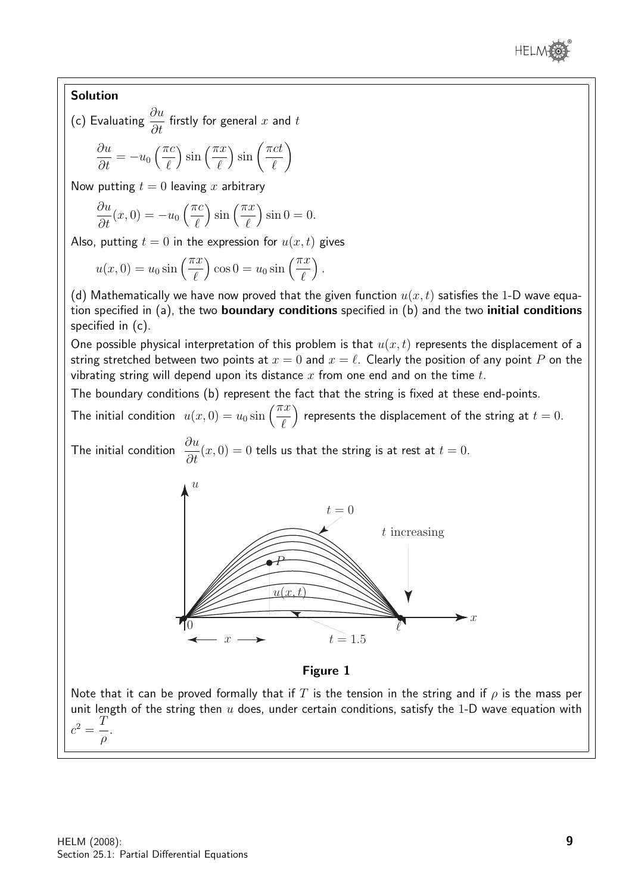**Solution**

(c) Evaluating $\dfrac{\partial u}{\partial t}$ firstly for general $x$ and $t$

$$\frac{\partial u}{\partial t} = -u_0\left(\frac{\pi c}{\ell}\right)\sin\left(\frac{\pi x}{\ell}\right)\sin\left(\frac{\pi c t}{\ell}\right)$$

Now putting $t = 0$ leaving $x$ arbitrary

$$\frac{\partial u}{\partial t}(x, 0) = -u_0\left(\frac{\pi c}{\ell}\right)\sin\left(\frac{\pi x}{\ell}\right)\sin 0 = 0.$$

Also, putting $t = 0$ in the expression for $u(x,t)$ gives

$$u(x, 0) = u_0 \sin\left(\frac{\pi x}{\ell}\right)\cos 0 = u_0 \sin\left(\frac{\pi x}{\ell}\right).$$

(d) Mathematically we have now proved that the given function $u(x,t)$ satisfies the 1-D wave equation specified in (a), the two **boundary conditions** specified in (b) and the two **initial conditions** specified in (c).

One possible physical interpretation of this problem is that $u(x,t)$ represents the displacement of a string stretched between two points at $x = 0$ and $x = \ell$. Clearly the position of any point $P$ on the vibrating string will depend upon its distance $x$ from one end and on the time $t$.

The boundary conditions (b) represent the fact that the string is fixed at these end-points.

The initial condition $u(x, 0) = u_0 \sin\left(\dfrac{\pi x}{\ell}\right)$ represents the displacement of the string at $t = 0$.

The initial condition $\dfrac{\partial u}{\partial t}(x, 0) = 0$ tells us that the string is at rest at $t = 0$.

**Figure 1**

Note that it can be proved formally that if $T$ is the tension in the string and if $\rho$ is the mass per unit length of the string then $u$ does, under certain conditions, satisfy the 1-D wave equation with $c^2 = \dfrac{T}{\rho}$.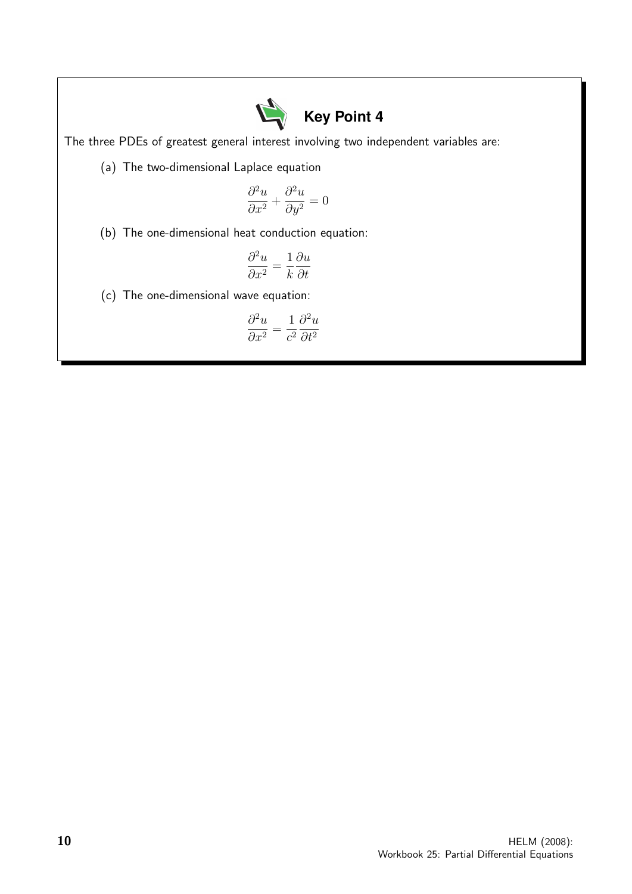## Key Point 4

The three PDEs of greatest general interest involving two independent variables are:

(a) The two-dimensional Laplace equation

$$\frac{\partial^2 u}{\partial x^2} + \frac{\partial^2 u}{\partial y^2} = 0$$

(b) The one-dimensional heat conduction equation:

$$\frac{\partial^2 u}{\partial x^2} = \frac{1}{k}\frac{\partial u}{\partial t}$$

(c) The one-dimensional wave equation:

$$\frac{\partial^2 u}{\partial x^2} = \frac{1}{c^2}\frac{\partial^2 u}{\partial t^2}$$